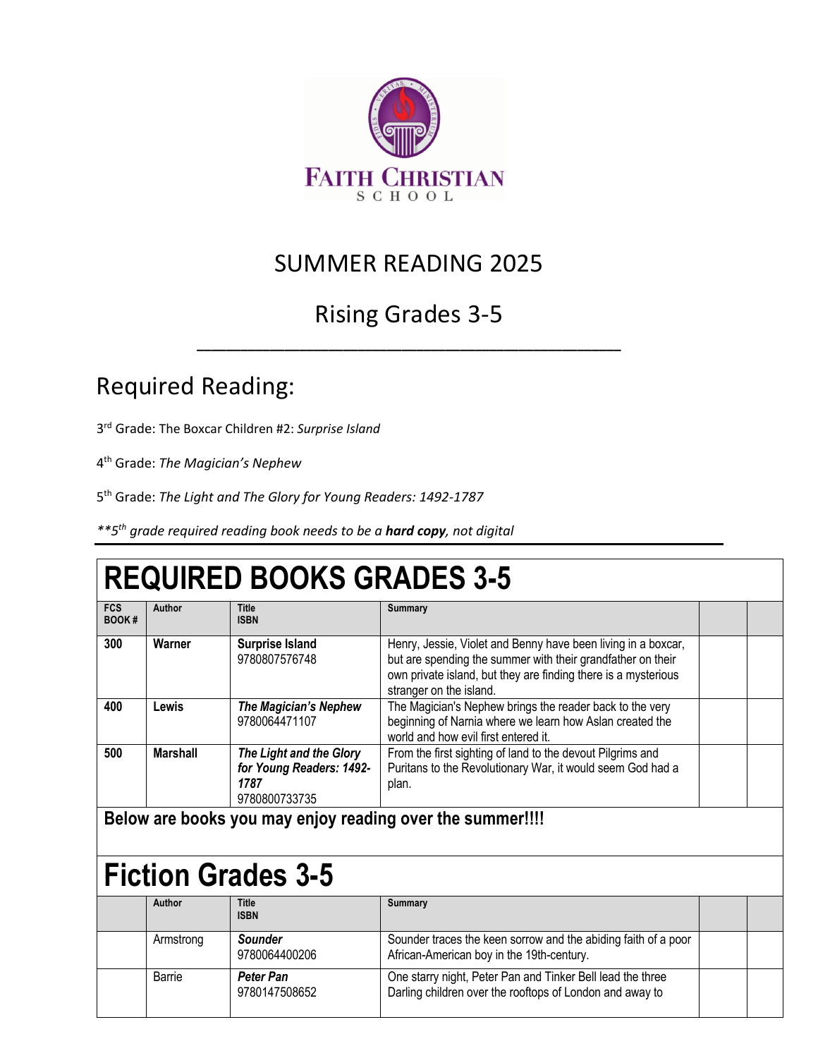FAITH CHRISTIAN
SCHOOL

# SUMMER READING 2025

## Rising Grades 3-5

## Required Reading:

3rd Grade: The Boxcar Children #2: *Surprise Island*

4th Grade: *The Magician's Nephew*

5th Grade: *The Light and The Glory for Young Readers: 1492-1787*

***5th grade required reading book needs to be a* ***hard copy****, not digital*

# REQUIRED BOOKS GRADES 3-5

| FCS BOOK # | Author | Title ISBN | Summary | | |
|---|---|---|---|---|---|
| **300** | **Warner** | **Surprise Island** 9780807576748 | Henry, Jessie, Violet and Benny have been living in a boxcar, but are spending the summer with their grandfather on their own private island, but they are finding there is a mysterious stranger on the island. | | |
| **400** | **Lewis** | ***The Magician's Nephew*** 9780064471107 | The Magician's Nephew brings the reader back to the very beginning of Narnia where we learn how Aslan created the world and how evil first entered it. | | |
| **500** | **Marshall** | ***The Light and the Glory for Young Readers: 1492-1787*** 9780800733735 | From the first sighting of land to the devout Pilgrims and Puritans to the Revolutionary War, it would seem God had a plan. | | |

**Below are books you may enjoy reading over the summer!!!!**

# Fiction Grades 3-5

| | Author | Title ISBN | Summary | | |
|---|---|---|---|---|---|
| | Armstrong | ***Sounder*** 9780064400206 | Sounder traces the keen sorrow and the abiding faith of a poor African-American boy in the 19th-century. | | |
| | Barrie | ***Peter Pan*** 9780147508652 | One starry night, Peter Pan and Tinker Bell lead the three Darling children over the rooftops of London and away to | | |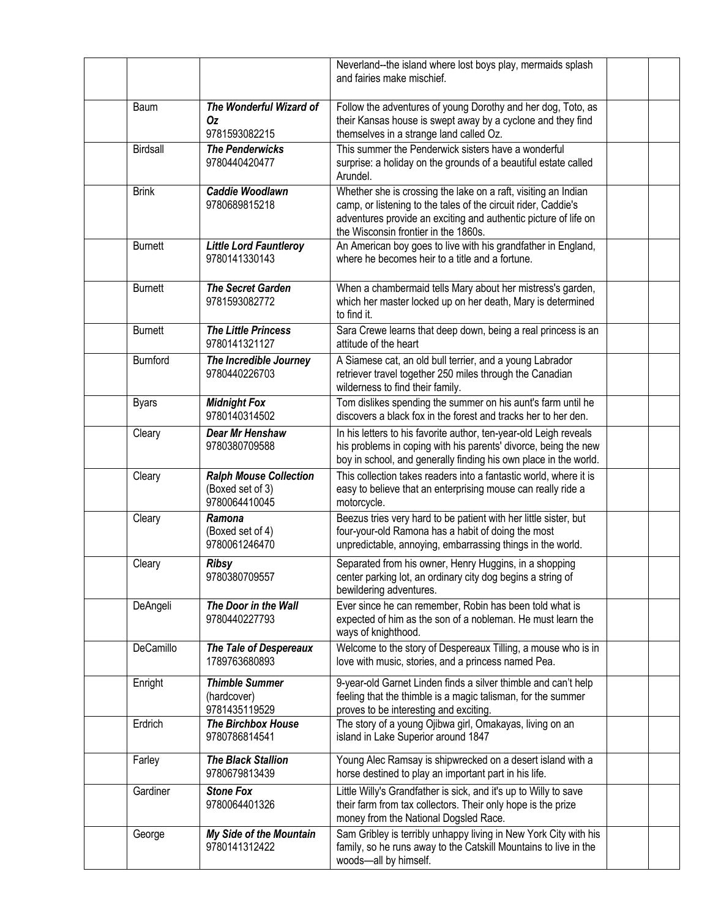| | | | | | |
|---|---|---|---|---|---|
| | | | Neverland--the island where lost boys play, mermaids splash and fairies make mischief. | | |
| | Baum | ***The Wonderful Wizard of Oz*** 9781593082215 | Follow the adventures of young Dorothy and her dog, Toto, as their Kansas house is swept away by a cyclone and they find themselves in a strange land called Oz. | | |
| | Birdsall | ***The Penderwicks*** 9780440420477 | This summer the Penderwick sisters have a wonderful surprise: a holiday on the grounds of a beautiful estate called Arundel. | | |
| | Brink | ***Caddie Woodlawn*** 9780689815218 | Whether she is crossing the lake on a raft, visiting an Indian camp, or listening to the tales of the circuit rider, Caddie's adventures provide an exciting and authentic picture of life on the Wisconsin frontier in the 1860s. | | |
| | Burnett | ***Little Lord Fauntleroy*** 9780141330143 | An American boy goes to live with his grandfather in England, where he becomes heir to a title and a fortune. | | |
| | Burnett | ***The Secret Garden*** 9781593082772 | When a chambermaid tells Mary about her mistress's garden, which her master locked up on her death, Mary is determined to find it. | | |
| | Burnett | ***The Little Princess*** 9780141321127 | Sara Crewe learns that deep down, being a real princess is an attitude of the heart | | |
| | Burnford | ***The Incredible Journey*** 9780440226703 | A Siamese cat, an old bull terrier, and a young Labrador retriever travel together 250 miles through the Canadian wilderness to find their family. | | |
| | Byars | ***Midnight Fox*** 9780140314502 | Tom dislikes spending the summer on his aunt's farm until he discovers a black fox in the forest and tracks her to her den. | | |
| | Cleary | ***Dear Mr Henshaw*** 9780380709588 | In his letters to his favorite author, ten-year-old Leigh reveals his problems in coping with his parents' divorce, being the new boy in school, and generally finding his own place in the world. | | |
| | Cleary | ***Ralph Mouse Collection*** (Boxed set of 3) 9780064410045 | This collection takes readers into a fantastic world, where it is easy to believe that an enterprising mouse can really ride a motorcycle. | | |
| | Cleary | ***Ramona*** (Boxed set of 4) 9780061246470 | Beezus tries very hard to be patient with her little sister, but four-your-old Ramona has a habit of doing the most unpredictable, annoying, embarrassing things in the world. | | |
| | Cleary | ***Ribsy*** 9780380709557 | Separated from his owner, Henry Huggins, in a shopping center parking lot, an ordinary city dog begins a string of bewildering adventures. | | |
| | DeAngeli | ***The Door in the Wall*** 9780440227793 | Ever since he can remember, Robin has been told what is expected of him as the son of a nobleman. He must learn the ways of knighthood. | | |
| | DeCamillo | ***The Tale of Despereaux*** 1789763680893 | Welcome to the story of Despereaux Tilling, a mouse who is in love with music, stories, and a princess named Pea. | | |
| | Enright | ***Thimble Summer*** (hardcover) 9781435119529 | 9-year-old Garnet Linden finds a silver thimble and can't help feeling that the thimble is a magic talisman, for the summer proves to be interesting and exciting. | | |
| | Erdrich | ***The Birchbox House*** 9780786814541 | The story of a young Ojibwa girl, Omakayas, living on an island in Lake Superior around 1847 | | |
| | Farley | ***The Black Stallion*** 9780679813439 | Young Alec Ramsay is shipwrecked on a desert island with a horse destined to play an important part in his life. | | |
| | Gardiner | ***Stone Fox*** 9780064401326 | Little Willy's Grandfather is sick, and it's up to Willy to save their farm from tax collectors. Their only hope is the prize money from the National Dogsled Race. | | |
| | George | ***My Side of the Mountain*** 9780141312422 | Sam Gribley is terribly unhappy living in New York City with his family, so he runs away to the Catskill Mountains to live in the woods—all by himself. | | |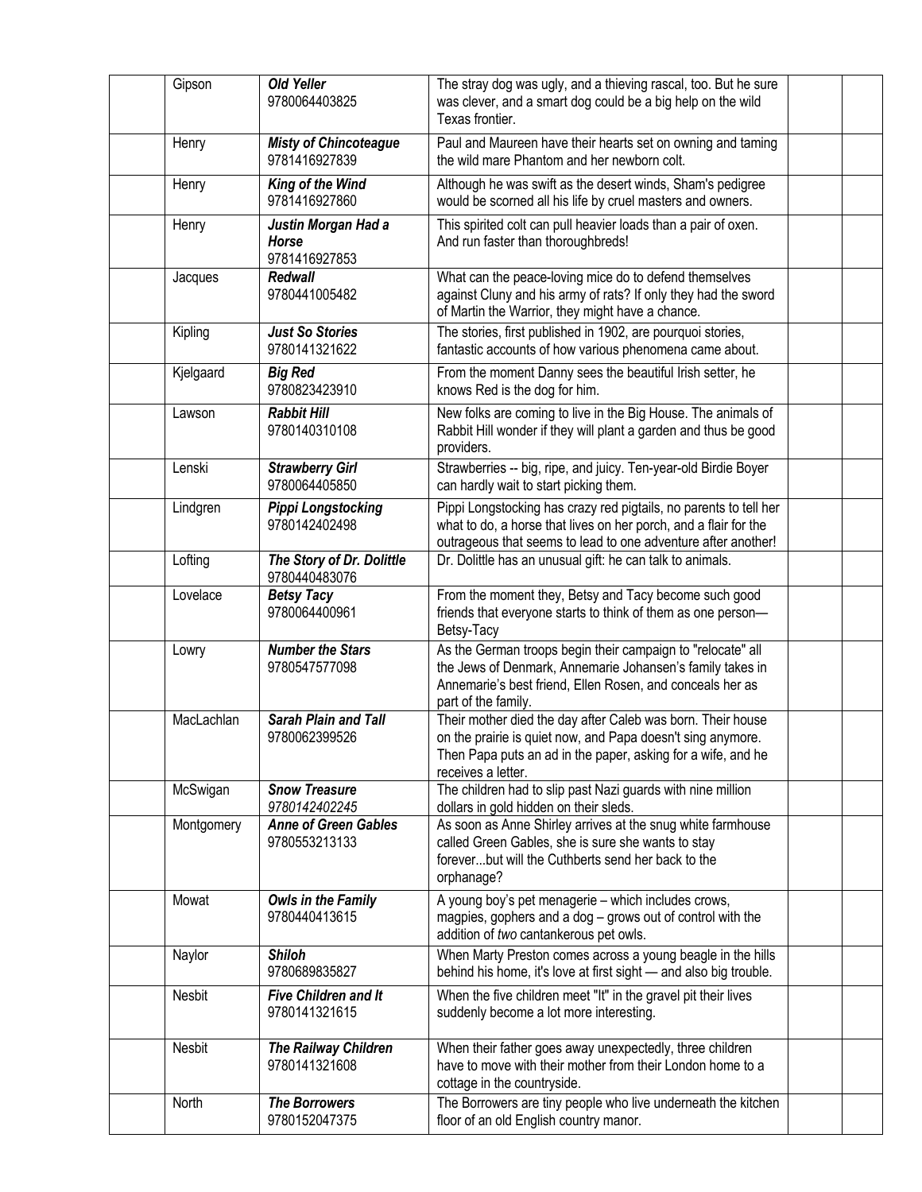|  | Author | Title | Description |  |  |
|---|---|---|---|---|---|
|  | Gipson | ***Old Yeller*** 9780064403825 | The stray dog was ugly, and a thieving rascal, too. But he sure was clever, and a smart dog could be a big help on the wild Texas frontier. |  |  |
|  | Henry | ***Misty of Chincoteague*** 9781416927839 | Paul and Maureen have their hearts set on owning and taming the wild mare Phantom and her newborn colt. |  |  |
|  | Henry | ***King of the Wind*** 9781416927860 | Although he was swift as the desert winds, Sham's pedigree would be scorned all his life by cruel masters and owners. |  |  |
|  | Henry | ***Justin Morgan Had a Horse*** 9781416927853 | This spirited colt can pull heavier loads than a pair of oxen. And run faster than thoroughbreds! |  |  |
|  | Jacques | ***Redwall*** 9780441005482 | What can the peace-loving mice do to defend themselves against Cluny and his army of rats? If only they had the sword of Martin the Warrior, they might have a chance. |  |  |
|  | Kipling | ***Just So Stories*** 9780141321622 | The stories, first published in 1902, are pourquoi stories, fantastic accounts of how various phenomena came about. |  |  |
|  | Kjelgaard | ***Big Red*** 9780823423910 | From the moment Danny sees the beautiful Irish setter, he knows Red is the dog for him. |  |  |
|  | Lawson | ***Rabbit Hill*** 9780140310108 | New folks are coming to live in the Big House. The animals of Rabbit Hill wonder if they will plant a garden and thus be good providers. |  |  |
|  | Lenski | ***Strawberry Girl*** 9780064405850 | Strawberries -- big, ripe, and juicy. Ten-year-old Birdie Boyer can hardly wait to start picking them. |  |  |
|  | Lindgren | ***Pippi Longstocking*** 9780142402498 | Pippi Longstocking has crazy red pigtails, no parents to tell her what to do, a horse that lives on her porch, and a flair for the outrageous that seems to lead to one adventure after another! |  |  |
|  | Lofting | ***The Story of Dr. Dolittle*** 9780440483076 | Dr. Dolittle has an unusual gift: he can talk to animals. |  |  |
|  | Lovelace | ***Betsy Tacy*** 9780064400961 | From the moment they, Betsy and Tacy become such good friends that everyone starts to think of them as one person—Betsy-Tacy |  |  |
|  | Lowry | ***Number the Stars*** 9780547577098 | As the German troops begin their campaign to "relocate" all the Jews of Denmark, Annemarie Johansen's family takes in Annemarie's best friend, Ellen Rosen, and conceals her as part of the family. |  |  |
|  | MacLachlan | ***Sarah Plain and Tall*** 9780062399526 | Their mother died the day after Caleb was born. Their house on the prairie is quiet now, and Papa doesn't sing anymore. Then Papa puts an ad in the paper, asking for a wife, and he receives a letter. |  |  |
|  | McSwigan | ***Snow Treasure*** *9780142402245* | The children had to slip past Nazi guards with nine million dollars in gold hidden on their sleds. |  |  |
|  | Montgomery | ***Anne of Green Gables*** 9780553213133 | As soon as Anne Shirley arrives at the snug white farmhouse called Green Gables, she is sure she wants to stay forever...but will the Cuthberts send her back to the orphanage? |  |  |
|  | Mowat | ***Owls in the Family*** 9780440413615 | A young boy's pet menagerie – which includes crows, magpies, gophers and a dog – grows out of control with the addition of *two* cantankerous pet owls. |  |  |
|  | Naylor | ***Shiloh*** 9780689835827 | When Marty Preston comes across a young beagle in the hills behind his home, it's love at first sight — and also big trouble. |  |  |
|  | Nesbit | ***Five Children and It*** 9780141321615 | When the five children meet "It" in the gravel pit their lives suddenly become a lot more interesting. |  |  |
|  | Nesbit | ***The Railway Children*** 9780141321608 | When their father goes away unexpectedly, three children have to move with their mother from their London home to a cottage in the countryside. |  |  |
|  | North | ***The Borrowers*** 9780152047375 | The Borrowers are tiny people who live underneath the kitchen floor of an old English country manor. |  |  |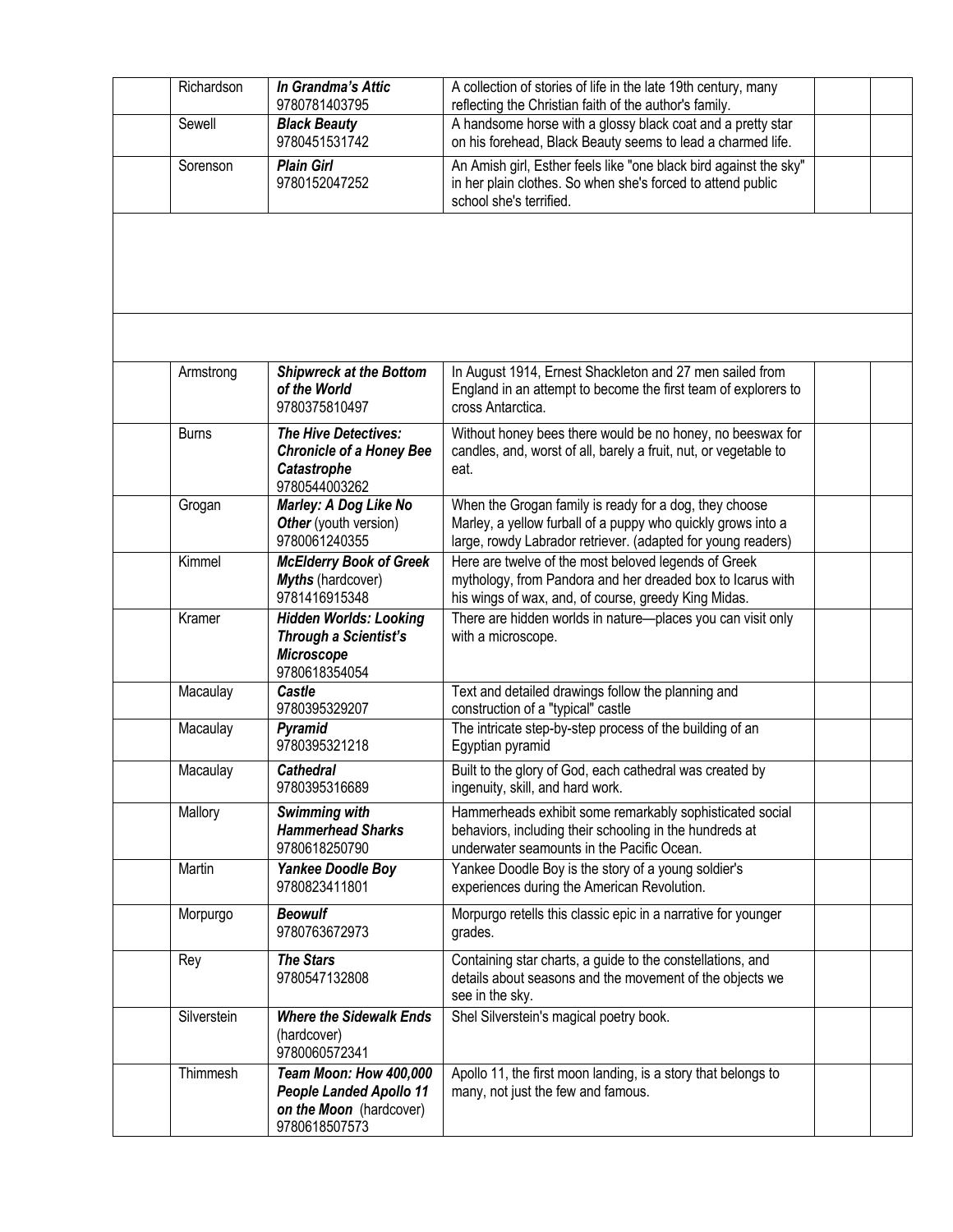| | | | | | |
|---|---|---|---|---|---|
| | Richardson | ***In Grandma's Attic*** 9780781403795 | A collection of stories of life in the late 19th century, many reflecting the Christian faith of the author's family. | | |
| | Sewell | ***Black Beauty*** 9780451531742 | A handsome horse with a glossy black coat and a pretty star on his forehead, Black Beauty seems to lead a charmed life. | | |
| | Sorenson | ***Plain Girl*** 9780152047252 | An Amish girl, Esther feels like "one black bird against the sky" in her plain clothes. So when she's forced to attend public school she's terrified. | | |

| | | | | | |
|---|---|---|---|---|---|
| | Armstrong | ***Shipwreck at the Bottom of the World*** 9780375810497 | In August 1914, Ernest Shackleton and 27 men sailed from England in an attempt to become the first team of explorers to cross Antarctica. | | |
| | Burns | ***The Hive Detectives: Chronicle of a Honey Bee Catastrophe*** 9780544003262 | Without honey bees there would be no honey, no beeswax for candles, and, worst of all, barely a fruit, nut, or vegetable to eat. | | |
| | Grogan | ***Marley: A Dog Like No Other*** (youth version) 9780061240355 | When the Grogan family is ready for a dog, they choose Marley, a yellow furball of a puppy who quickly grows into a large, rowdy Labrador retriever. (adapted for young readers) | | |
| | Kimmel | ***McElderry Book of Greek Myths*** (hardcover) 9781416915348 | Here are twelve of the most beloved legends of Greek mythology, from Pandora and her dreaded box to Icarus with his wings of wax, and, of course, greedy King Midas. | | |
| | Kramer | ***Hidden Worlds: Looking Through a Scientist's Microscope*** 9780618354054 | There are hidden worlds in nature—places you can visit only with a microscope. | | |
| | Macaulay | ***Castle*** 9780395329207 | Text and detailed drawings follow the planning and construction of a "typical" castle | | |
| | Macaulay | ***Pyramid*** 9780395321218 | The intricate step-by-step process of the building of an Egyptian pyramid | | |
| | Macaulay | ***Cathedral*** 9780395316689 | Built to the glory of God, each cathedral was created by ingenuity, skill, and hard work. | | |
| | Mallory | ***Swimming with Hammerhead Sharks*** 9780618250790 | Hammerheads exhibit some remarkably sophisticated social behaviors, including their schooling in the hundreds at underwater seamounts in the Pacific Ocean. | | |
| | Martin | ***Yankee Doodle Boy*** 9780823411801 | Yankee Doodle Boy is the story of a young soldier's experiences during the American Revolution. | | |
| | Morpurgo | ***Beowulf*** 9780763672973 | Morpurgo retells this classic epic in a narrative for younger grades. | | |
| | Rey | ***The Stars*** 9780547132808 | Containing star charts, a guide to the constellations, and details about seasons and the movement of the objects we see in the sky. | | |
| | Silverstein | ***Where the Sidewalk Ends*** (hardcover) 9780060572341 | Shel Silverstein's magical poetry book. | | |
| | Thimmesh | ***Team Moon: How 400,000 People Landed Apollo 11 on the Moon*** (hardcover) 9780618507573 | Apollo 11, the first moon landing, is a story that belongs to many, not just the few and famous. | | |